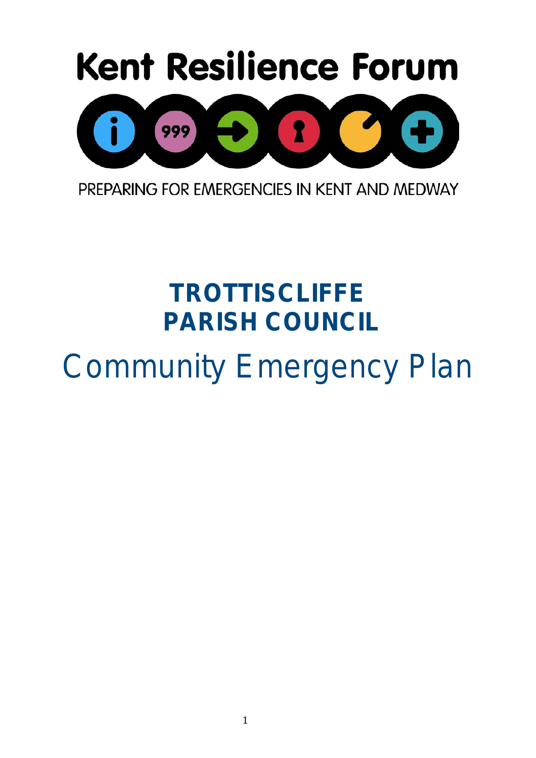Kent Resilience Forum

PREPARING FOR EMERGENCIES IN KENT AND MEDWAY

# TROTTISCLIFFE PARISH COUNCIL

# Community Emergency Plan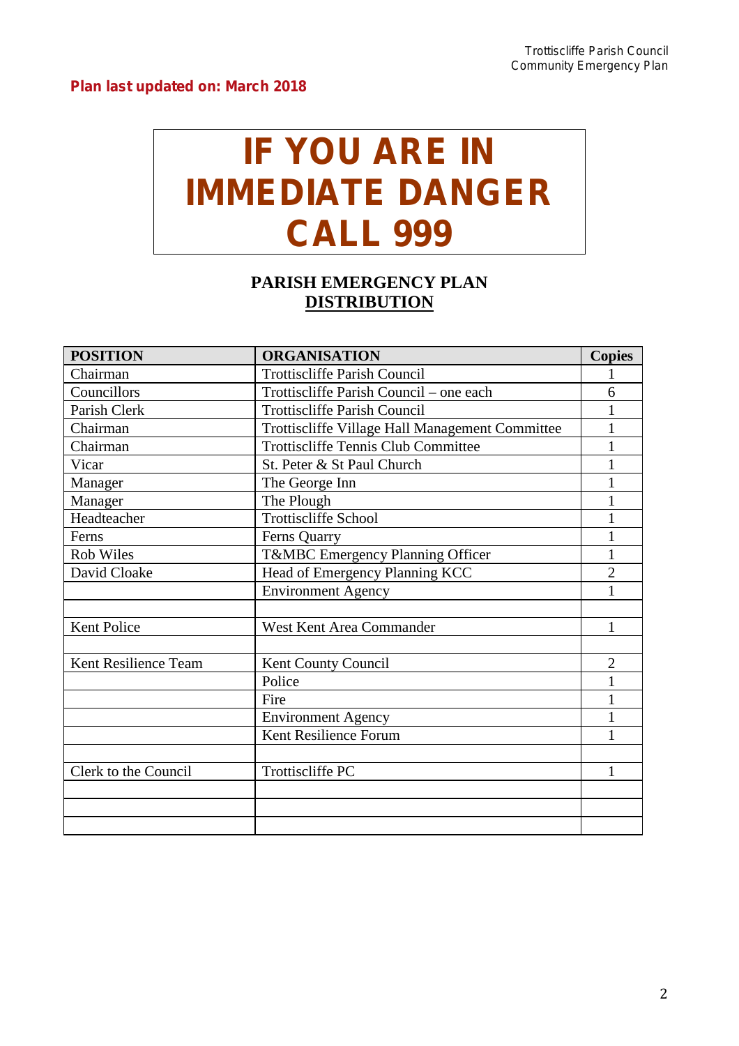**Plan last updated on: March 2018**

# IF YOU ARE IN IMMEDIATE DANGER CALL 999

## PARISH EMERGENCY PLAN DISTRIBUTION

| POSITION | ORGANISATION | Copies |
|---|---|---|
| Chairman | Trottiscliffe Parish Council | 1 |
| Councillors | Trottiscliffe Parish Council – one each | 6 |
| Parish Clerk | Trottiscliffe Parish Council | 1 |
| Chairman | Trottiscliffe Village Hall Management Committee | 1 |
| Chairman | Trottiscliffe Tennis Club Committee | 1 |
| Vicar | St. Peter & St Paul Church | 1 |
| Manager | The George Inn | 1 |
| Manager | The Plough | 1 |
| Headteacher | Trottiscliffe School | 1 |
| Ferns | Ferns Quarry | 1 |
| Rob Wiles | T&MBC Emergency Planning Officer | 1 |
| David Cloake | Head of Emergency Planning KCC | 2 |
| | Environment Agency | 1 |
| | | |
| Kent Police | West Kent Area Commander | 1 |
| | | |
| Kent Resilience Team | Kent County Council | 2 |
| | Police | 1 |
| | Fire | 1 |
| | Environment Agency | 1 |
| | Kent Resilience Forum | 1 |
| | | |
| Clerk to the Council | Trottiscliffe PC | 1 |
| | | |
| | | |
| | | |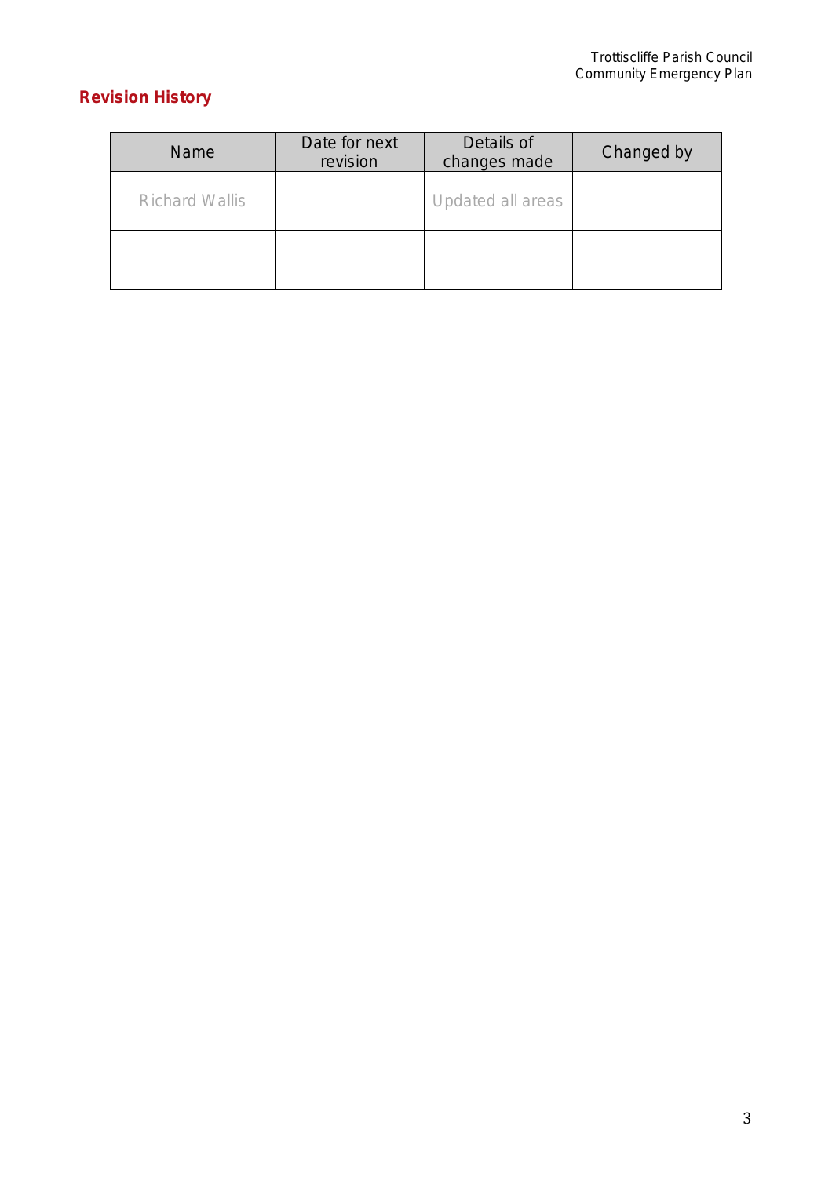## Revision History

| Name | Date for next revision | Details of changes made | Changed by |
|---|---|---|---|
| Richard Wallis | | Updated all areas | |
| | | | |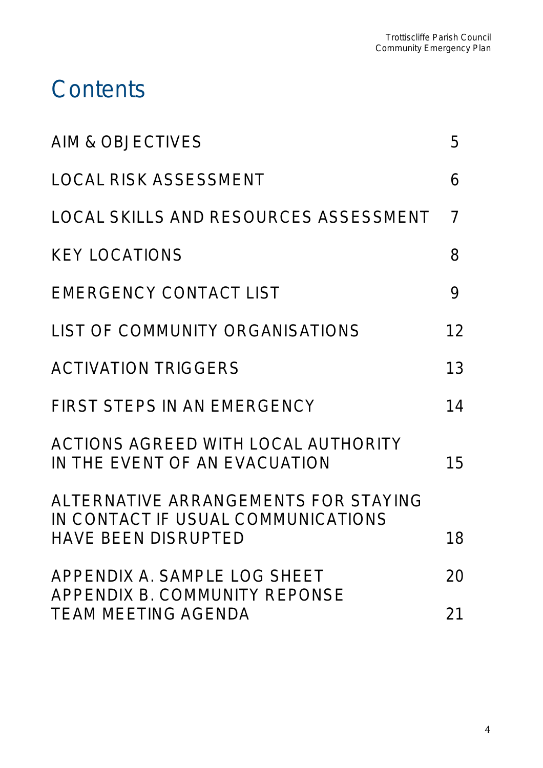# Contents

| | |
|---|---|
| AIM & OBJECTIVES | 5 |
| LOCAL RISK ASSESSMENT | 6 |
| LOCAL SKILLS AND RESOURCES ASSESSMENT | 7 |
| KEY LOCATIONS | 8 |
| EMERGENCY CONTACT LIST | 9 |
| LIST OF COMMUNITY ORGANISATIONS | 12 |
| ACTIVATION TRIGGERS | 13 |
| FIRST STEPS IN AN EMERGENCY | 14 |
| ACTIONS AGREED WITH LOCAL AUTHORITY IN THE EVENT OF AN EVACUATION | 15 |
| ALTERNATIVE ARRANGEMENTS FOR STAYING IN CONTACT IF USUAL COMMUNICATIONS HAVE BEEN DISRUPTED | 18 |
| APPENDIX A. SAMPLE LOG SHEET | 20 |
| APPENDIX B. COMMUNITY REPONSE TEAM MEETING AGENDA | 21 |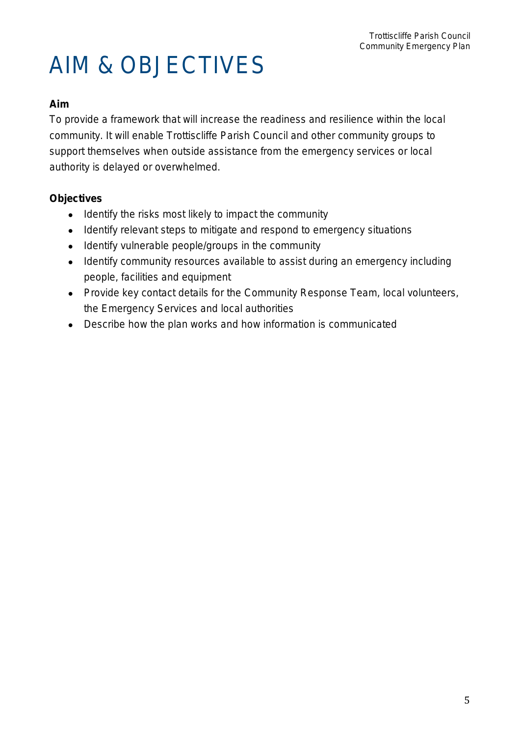# AIM & OBJECTIVES

**Aim**

To provide a framework that will increase the readiness and resilience within the local community. It will enable Trottiscliffe Parish Council and other community groups to support themselves when outside assistance from the emergency services or local authority is delayed or overwhelmed.

**Objectives**

- Identify the risks most likely to impact the community
- Identify relevant steps to mitigate and respond to emergency situations
- Identify vulnerable people/groups in the community
- Identify community resources available to assist during an emergency including people, facilities and equipment
- Provide key contact details for the Community Response Team, local volunteers, the Emergency Services and local authorities
- Describe how the plan works and how information is communicated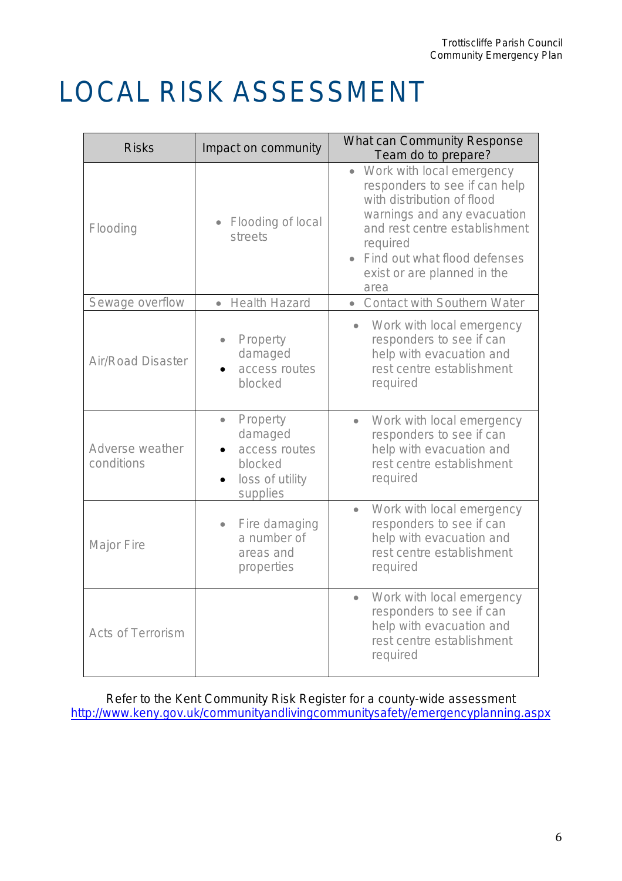# LOCAL RISK ASSESSMENT

| Risks | Impact on community | What can Community Response Team do to prepare? |
| --- | --- | --- |
| Flooding | • Flooding of local streets | • Work with local emergency responders to see if can help with distribution of flood warnings and any evacuation and rest centre establishment required<br>• Find out what flood defenses exist or are planned in the area |
| Sewage overflow | • Health Hazard | • Contact with Southern Water |
| Air/Road Disaster | • Property damaged<br>• access routes blocked | • Work with local emergency responders to see if can help with evacuation and rest centre establishment required |
| Adverse weather conditions | • Property damaged<br>• access routes blocked<br>• loss of utility supplies | • Work with local emergency responders to see if can help with evacuation and rest centre establishment required |
| Major Fire | • Fire damaging a number of areas and properties | • Work with local emergency responders to see if can help with evacuation and rest centre establishment required |
| Acts of Terrorism | | • Work with local emergency responders to see if can help with evacuation and rest centre establishment required |

Refer to the Kent Community Risk Register for a county-wide assessment
http://www.keny.gov.uk/communityandlivingcommunitysafety/emergencyplanning.aspx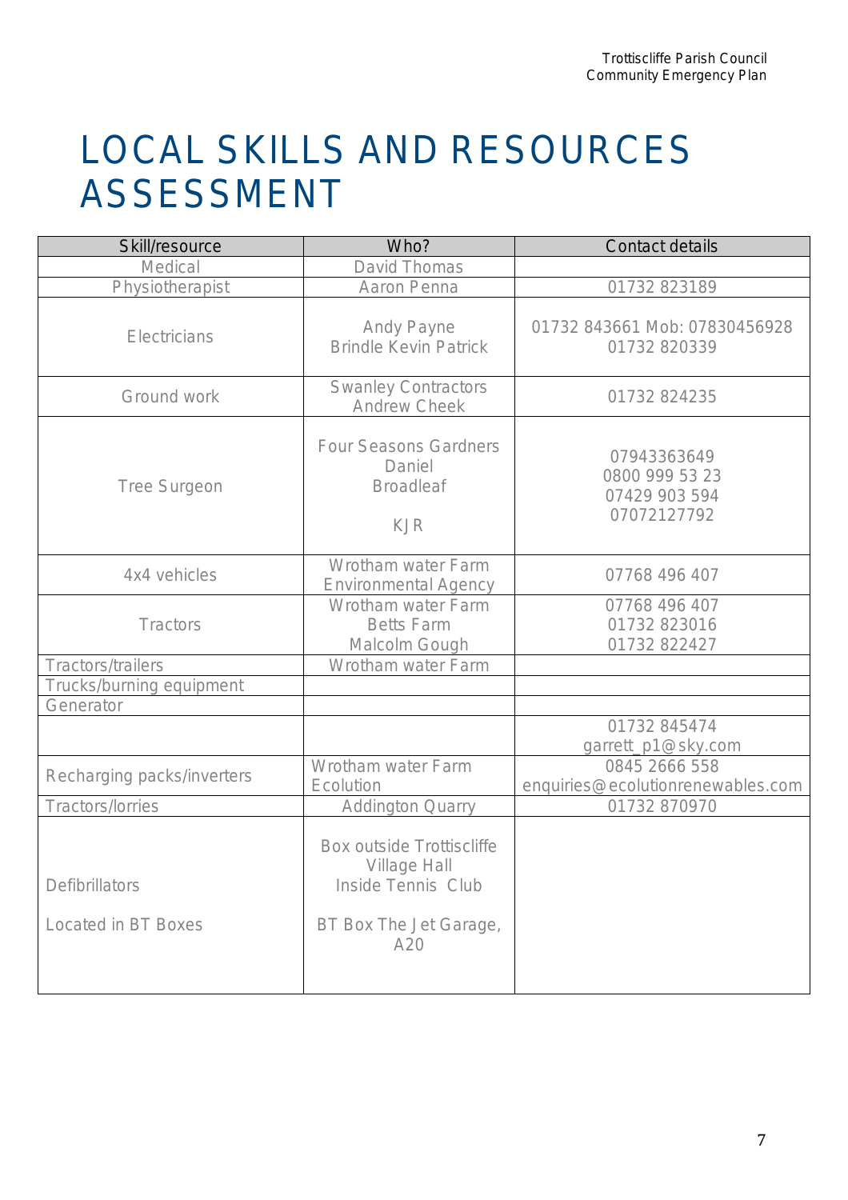# LOCAL SKILLS AND RESOURCES ASSESSMENT

| Skill/resource | Who? | Contact details |
|---|---|---|
| Medical | David Thomas | |
| Physiotherapist | Aaron Penna | 01732 823189 |
| Electricians | Andy Payne<br>Brindle Kevin Patrick | 01732 843661 Mob: 07830456928<br>01732 820339 |
| Ground work | Swanley Contractors<br>Andrew Cheek | 01732 824235 |
| Tree Surgeon | Four Seasons Gardners<br>Daniel<br>Broadleaf<br><br>KJR | 07943363649<br>0800 999 53 23<br>07429 903 594<br>07072127792 |
| 4x4 vehicles | Wrotham water Farm<br>Environmental Agency | 07768 496 407 |
| Tractors | Wrotham water Farm<br>Betts Farm<br>Malcolm Gough | 07768 496 407<br>01732 823016<br>01732 822427 |
| Tractors/trailers | Wrotham water Farm | |
| Trucks/burning equipment | | |
| Generator | | |
| | | 01732 845474<br>garrett_p1@sky.com |
| Recharging packs/inverters | Wrotham water Farm<br>Ecolution | 0845 2666 558<br>enquiries@ecolutionrenewables.com |
| Tractors/lorries | Addington Quarry | 01732 870970 |
| Defibrillators<br><br>Located in BT Boxes | Box outside Trottiscliffe Village Hall<br>Inside Tennis Club<br><br>BT Box The Jet Garage, A20 | |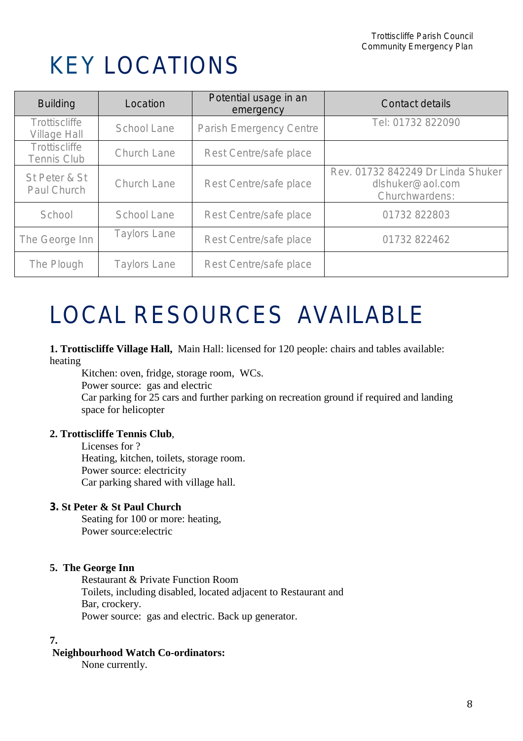# KEY LOCATIONS

| Building | Location | Potential usage in an emergency | Contact details |
|---|---|---|---|
| Trottiscliffe Village Hall | School Lane | Parish Emergency Centre | Tel: 01732 822090 |
| Trottiscliffe Tennis Club | Church Lane | Rest Centre/safe place | |
| St Peter & St Paul Church | Church Lane | Rest Centre/safe place | Rev. 01732 842249 Dr Linda Shuker dlshuker@aol.com Churchwardens: |
| School | School Lane | Rest Centre/safe place | 01732 822803 |
| The George Inn | Taylors Lane | Rest Centre/safe place | 01732 822462 |
| The Plough | Taylors Lane | Rest Centre/safe place | |

# LOCAL RESOURCES AVAILABLE

**1. Trottiscliffe Village Hall,** Main Hall: licensed for 120 people: chairs and tables available: heating

Kitchen: oven, fridge, storage room, WCs.
Power source: gas and electric
Car parking for 25 cars and further parking on recreation ground if required and landing space for helicopter

**2. Trottiscliffe Tennis Club**,

Licenses for ?
Heating, kitchen, toilets, storage room.
Power source: electricity
Car parking shared with village hall.

**3. St Peter & St Paul Church**

Seating for 100 or more: heating,
Power source:electric

**5. The George Inn**

Restaurant & Private Function Room
Toilets, including disabled, located adjacent to Restaurant and Bar, crockery.
Power source: gas and electric. Back up generator.

**7.**

**Neighbourhood Watch Co-ordinators:**

None currently.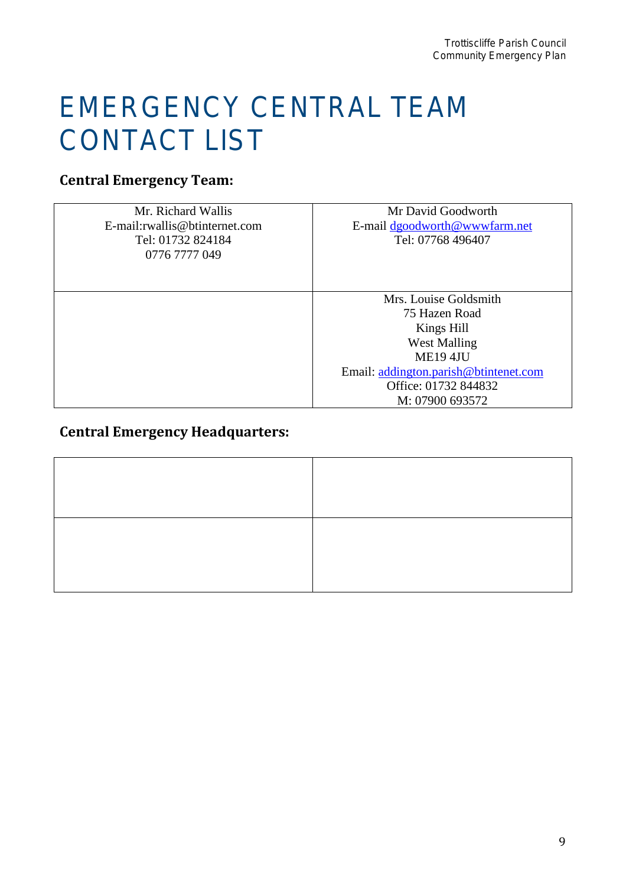# EMERGENCY CENTRAL TEAM CONTACT LIST

## Central Emergency Team:

| | |
|---|---|
| Mr. Richard Wallis<br>E-mail:rwallis@btinternet.com<br>Tel: 01732 824184<br>0776 7777 049 | Mr David Goodworth<br>E-mail dgoodworth@wwwfarm.net<br>Tel: 07768 496407 |
| | Mrs. Louise Goldsmith<br>75 Hazen Road<br>Kings Hill<br>West Malling<br>ME19 4JU<br>Email: addington.parish@btintenet.com<br>Office: 01732 844832<br>M: 07900 693572 |

## Central Emergency Headquarters:

| | |
|---|---|
| | |
| | |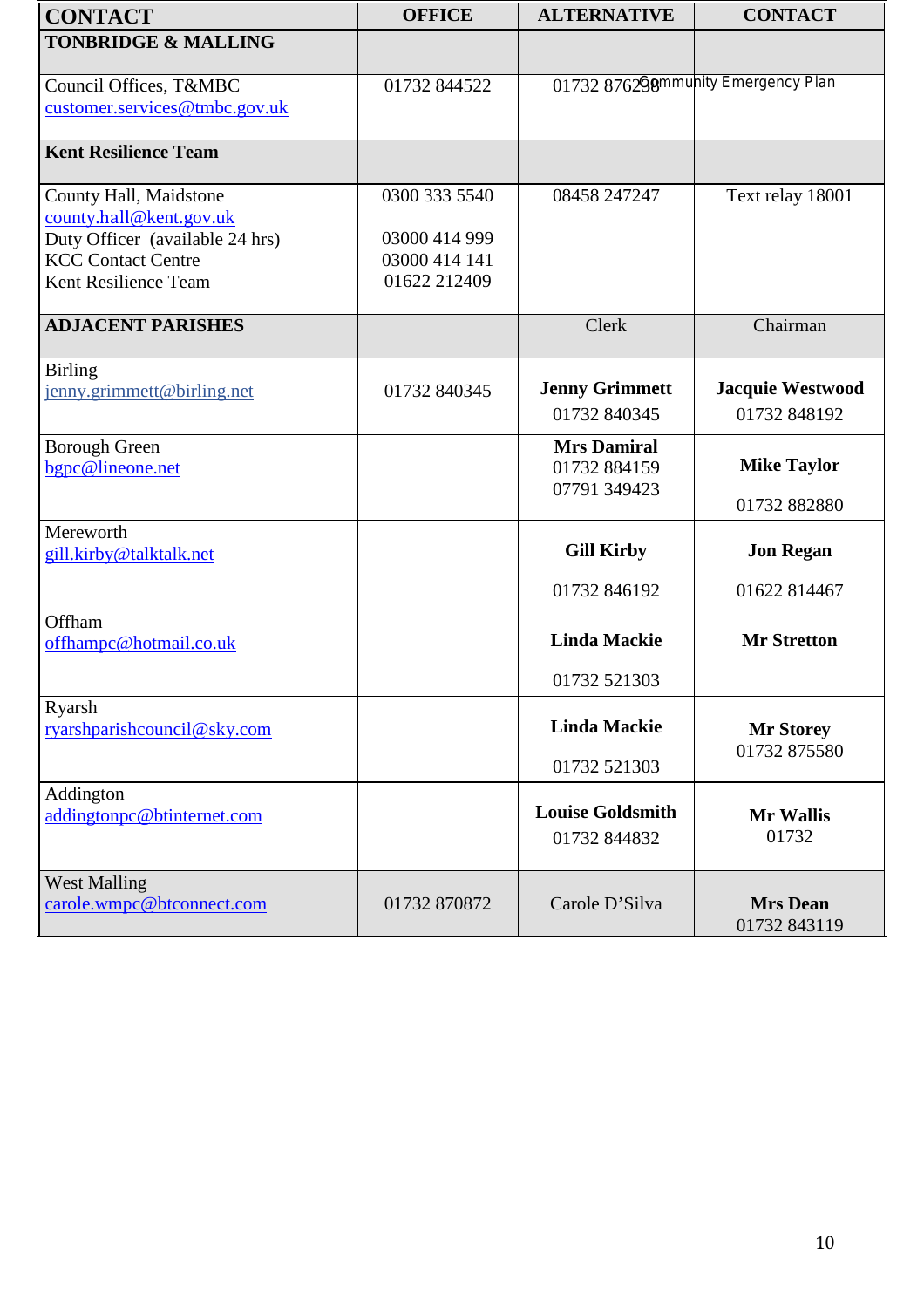| CONTACT | OFFICE | ALTERNATIVE | CONTACT |
|---|---|---|---|
| **TONBRIDGE & MALLING** | | | |
| Council Offices, T&MBC<br>customer.services@tmbc.gov.uk | 01732 844522 | 01732 876238 | |
| **Kent Resilience Team** | | | |
| County Hall, Maidstone<br>county.hall@kent.gov.uk<br>Duty Officer (available 24 hrs)<br>KCC Contact Centre<br>Kent Resilience Team | 0300 333 5540<br><br>03000 414 999<br>03000 414 141<br>01622 212409 | 08458 247247 | Text relay 18001 |
| **ADJACENT PARISHES** | | Clerk | Chairman |
| Birling<br>jenny.grimmett@birling.net | 01732 840345 | **Jenny Grimmett**<br>01732 840345 | **Jacquie Westwood**<br>01732 848192 |
| Borough Green<br>bgpc@lineone.net | | **Mrs Damiral**<br>01732 884159<br>07791 349423 | **Mike Taylor**<br>01732 882880 |
| Mereworth<br>gill.kirby@talktalk.net | | **Gill Kirby**<br>01732 846192 | **Jon Regan**<br>01622 814467 |
| Offham<br>offhampc@hotmail.co.uk | | **Linda Mackie**<br>01732 521303 | **Mr Stretton** |
| Ryarsh<br>ryarshparishcouncil@sky.com | | **Linda Mackie**<br>01732 521303 | **Mr Storey**<br>01732 875580 |
| Addington<br>addingtonpc@btinternet.com | | **Louise Goldsmith**<br>01732 844832 | **Mr Wallis**<br>01732 |
| West Malling<br>carole.wmpc@btconnect.com | 01732 870872 | Carole D'Silva | **Mrs Dean**<br>01732 843119 |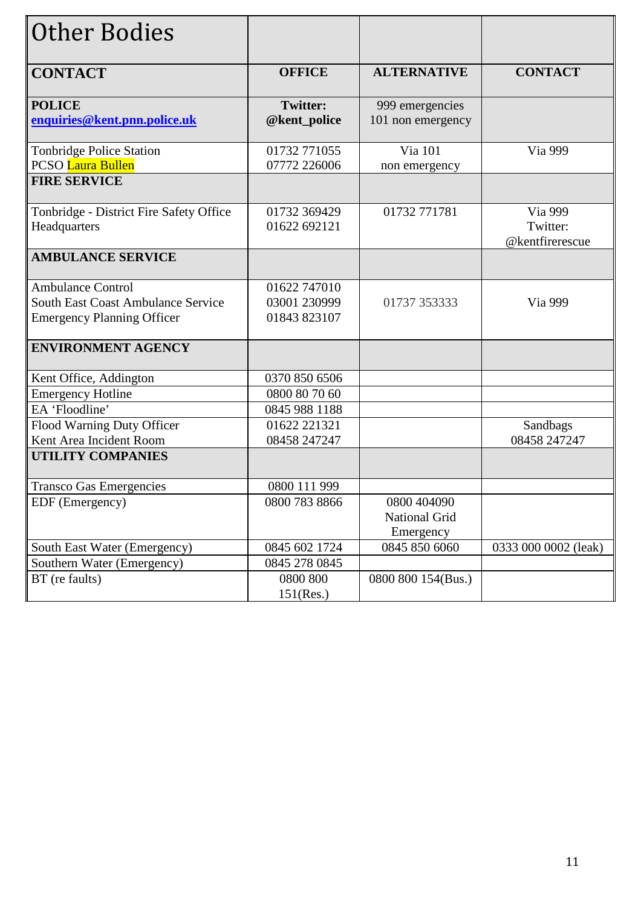# Other Bodies

| CONTACT | OFFICE | ALTERNATIVE | CONTACT |
|---|---|---|---|
| **POLICE** enquiries@kent.pnn.police.uk | **Twitter: @kent_police** | 999 emergencies 101 non emergency | |
| Tonbridge Police Station PCSO Laura Bullen | 01732 771055 07772 226006 | Via 101 non emergency | Via 999 |
| **FIRE SERVICE** | | | |
| Tonbridge - District Fire Safety Office Headquarters | 01732 369429 01622 692121 | 01732 771781 | Via 999 Twitter: @kentfirerescue |
| **AMBULANCE SERVICE** | | | |
| Ambulance Control South East Coast Ambulance Service Emergency Planning Officer | 01622 747010 03001 230999 01843 823107 | 01737 353333 | Via 999 |
| **ENVIRONMENT AGENCY** | | | |
| Kent Office, Addington | 0370 850 6506 | | |
| Emergency Hotline | 0800 80 70 60 | | |
| EA 'Floodline' | 0845 988 1188 | | |
| Flood Warning Duty Officer Kent Area Incident Room | 01622 221321 08458 247247 | | Sandbags 08458 247247 |
| **UTILITY COMPANIES** | | | |
| Transco Gas Emergencies | 0800 111 999 | | |
| EDF (Emergency) | 0800 783 8866 | 0800 404090 National Grid Emergency | |
| South East Water (Emergency) | 0845 602 1724 | 0845 850 6060 | 0333 000 0002 (leak) |
| Southern Water (Emergency) | 0845 278 0845 | | |
| BT (re faults) | 0800 800 151(Res.) | 0800 800 154(Bus.) | |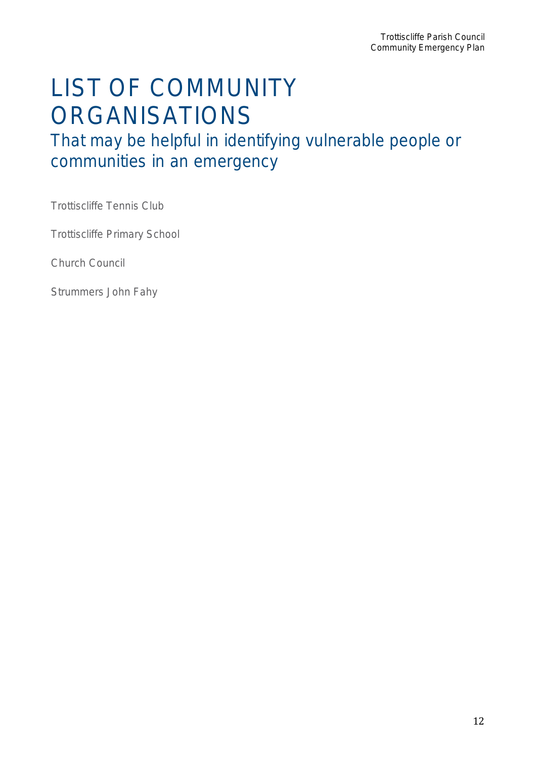# LIST OF COMMUNITY ORGANISATIONS

## That may be helpful in identifying vulnerable people or communities in an emergency

Trottiscliffe Tennis Club

Trottiscliffe Primary School

Church Council

Strummers John Fahy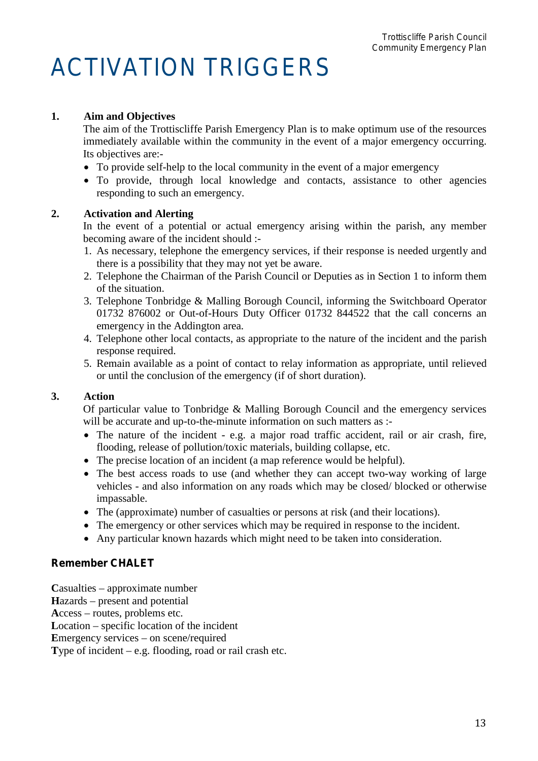# ACTIVATION TRIGGERS

**1. Aim and Objectives**

The aim of the Trottiscliffe Parish Emergency Plan is to make optimum use of the resources immediately available within the community in the event of a major emergency occurring. Its objectives are:-

- To provide self-help to the local community in the event of a major emergency
- To provide, through local knowledge and contacts, assistance to other agencies responding to such an emergency.

**2. Activation and Alerting**

In the event of a potential or actual emergency arising within the parish, any member becoming aware of the incident should :-

1. As necessary, telephone the emergency services, if their response is needed urgently and there is a possibility that they may not yet be aware.
2. Telephone the Chairman of the Parish Council or Deputies as in Section 1 to inform them of the situation.
3. Telephone Tonbridge & Malling Borough Council, informing the Switchboard Operator 01732 876002 or Out-of-Hours Duty Officer 01732 844522 that the call concerns an emergency in the Addington area.
4. Telephone other local contacts, as appropriate to the nature of the incident and the parish response required.
5. Remain available as a point of contact to relay information as appropriate, until relieved or until the conclusion of the emergency (if of short duration).

**3. Action**

Of particular value to Tonbridge & Malling Borough Council and the emergency services will be accurate and up-to-the-minute information on such matters as :-

- The nature of the incident - e.g. a major road traffic accident, rail or air crash, fire, flooding, release of pollution/toxic materials, building collapse, etc.
- The precise location of an incident (a map reference would be helpful).
- The best access roads to use (and whether they can accept two-way working of large vehicles - and also information on any roads which may be closed/ blocked or otherwise impassable.
- The (approximate) number of casualties or persons at risk (and their locations).
- The emergency or other services which may be required in response to the incident.
- Any particular known hazards which might need to be taken into consideration.

**Remember CHALET**

**C**asualties – approximate number
**H**azards – present and potential
**A**ccess – routes, problems etc.
**L**ocation – specific location of the incident
**E**mergency services – on scene/required
**T**ype of incident – e.g. flooding, road or rail crash etc.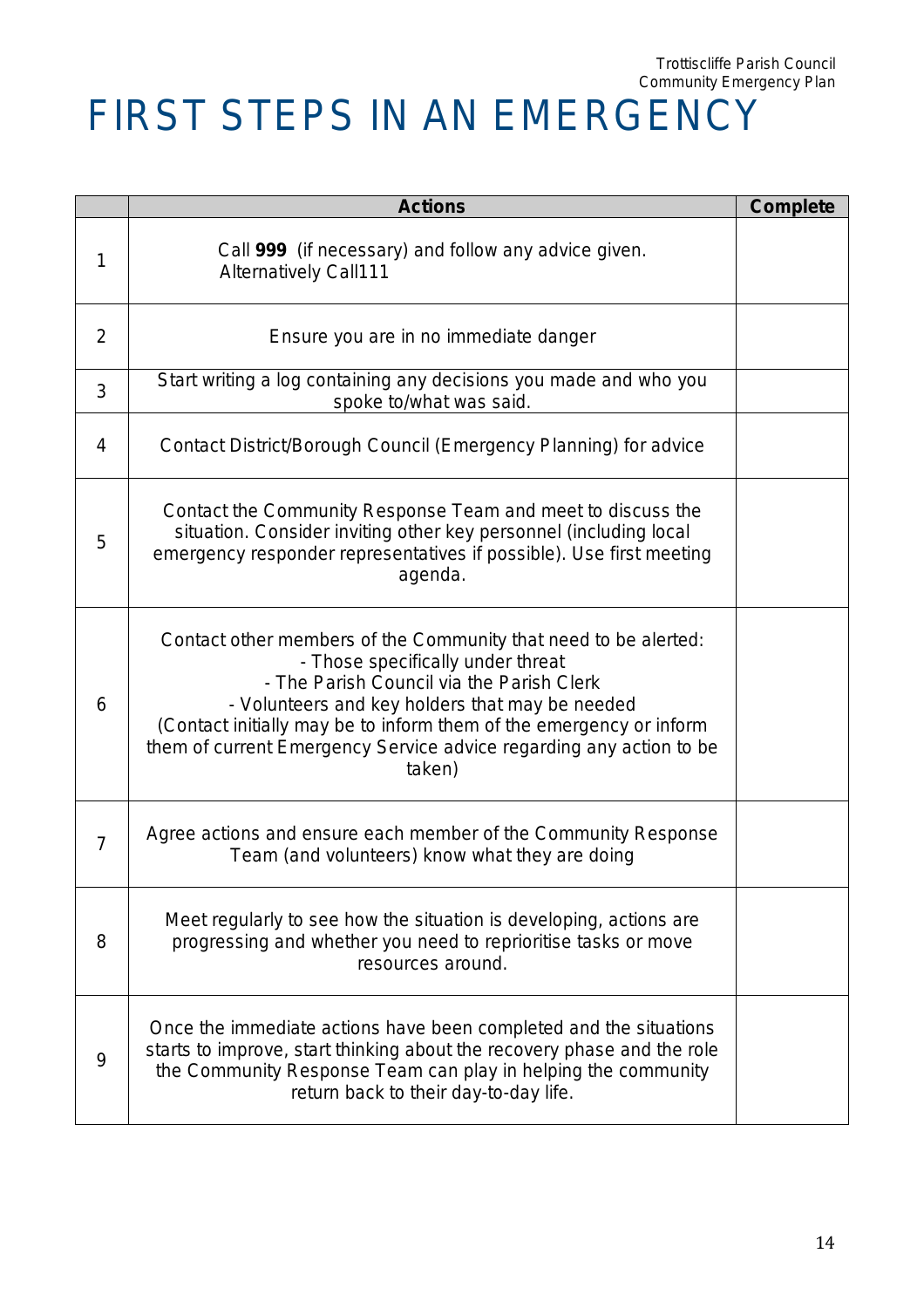# FIRST STEPS IN AN EMERGENCY

| | Actions | Complete |
|---|---|---|
| 1 | Call **999** (if necessary) and follow any advice given. Alternatively Call111 | |
| 2 | Ensure you are in no immediate danger | |
| 3 | Start writing a log containing any decisions you made and who you spoke to/what was said. | |
| 4 | Contact District/Borough Council (Emergency Planning) for advice | |
| 5 | Contact the Community Response Team and meet to discuss the situation. Consider inviting other key personnel (including local emergency responder representatives if possible). Use first meeting agenda. | |
| 6 | Contact other members of the Community that need to be alerted:<br>- Those specifically under threat<br>- The Parish Council via the Parish Clerk<br>- Volunteers and key holders that may be needed<br>(Contact initially may be to inform them of the emergency or inform them of current Emergency Service advice regarding any action to be taken) | |
| 7 | Agree actions and ensure each member of the Community Response Team (and volunteers) know what they are doing | |
| 8 | Meet regularly to see how the situation is developing, actions are progressing and whether you need to reprioritise tasks or move resources around. | |
| 9 | Once the immediate actions have been completed and the situations starts to improve, start thinking about the recovery phase and the role the Community Response Team can play in helping the community return back to their day-to-day life. | |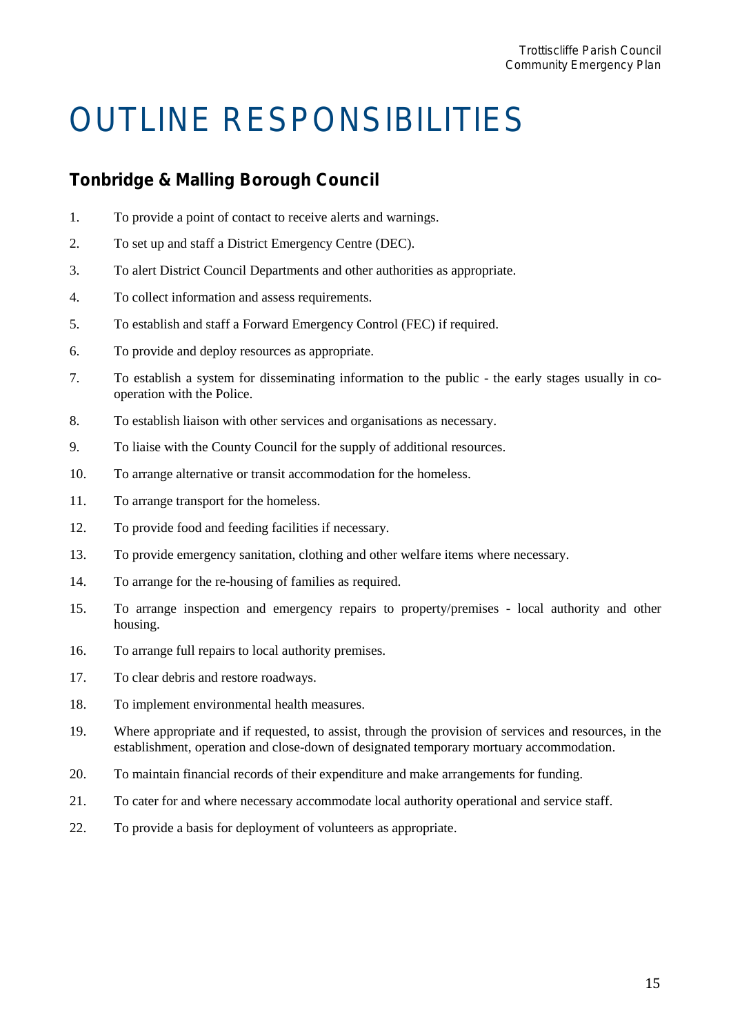# OUTLINE RESPONSIBILITIES

## Tonbridge & Malling Borough Council

1. To provide a point of contact to receive alerts and warnings.
2. To set up and staff a District Emergency Centre (DEC).
3. To alert District Council Departments and other authorities as appropriate.
4. To collect information and assess requirements.
5. To establish and staff a Forward Emergency Control (FEC) if required.
6. To provide and deploy resources as appropriate.
7. To establish a system for disseminating information to the public - the early stages usually in co-operation with the Police.
8. To establish liaison with other services and organisations as necessary.
9. To liaise with the County Council for the supply of additional resources.
10. To arrange alternative or transit accommodation for the homeless.
11. To arrange transport for the homeless.
12. To provide food and feeding facilities if necessary.
13. To provide emergency sanitation, clothing and other welfare items where necessary.
14. To arrange for the re-housing of families as required.
15. To arrange inspection and emergency repairs to property/premises - local authority and other housing.
16. To arrange full repairs to local authority premises.
17. To clear debris and restore roadways.
18. To implement environmental health measures.
19. Where appropriate and if requested, to assist, through the provision of services and resources, in the establishment, operation and close-down of designated temporary mortuary accommodation.
20. To maintain financial records of their expenditure and make arrangements for funding.
21. To cater for and where necessary accommodate local authority operational and service staff.
22. To provide a basis for deployment of volunteers as appropriate.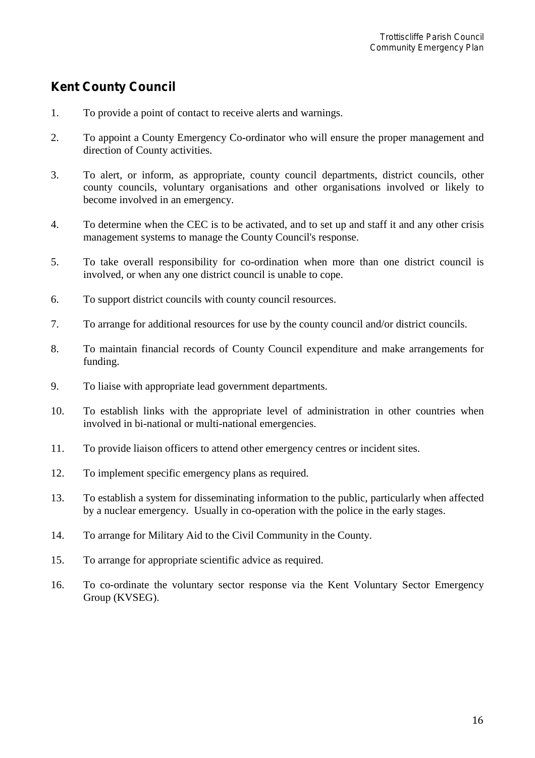## Kent County Council

1. To provide a point of contact to receive alerts and warnings.
2. To appoint a County Emergency Co-ordinator who will ensure the proper management and direction of County activities.
3. To alert, or inform, as appropriate, county council departments, district councils, other county councils, voluntary organisations and other organisations involved or likely to become involved in an emergency.
4. To determine when the CEC is to be activated, and to set up and staff it and any other crisis management systems to manage the County Council's response.
5. To take overall responsibility for co-ordination when more than one district council is involved, or when any one district council is unable to cope.
6. To support district councils with county council resources.
7. To arrange for additional resources for use by the county council and/or district councils.
8. To maintain financial records of County Council expenditure and make arrangements for funding.
9. To liaise with appropriate lead government departments.
10. To establish links with the appropriate level of administration in other countries when involved in bi-national or multi-national emergencies.
11. To provide liaison officers to attend other emergency centres or incident sites.
12. To implement specific emergency plans as required.
13. To establish a system for disseminating information to the public, particularly when affected by a nuclear emergency. Usually in co-operation with the police in the early stages.
14. To arrange for Military Aid to the Civil Community in the County.
15. To arrange for appropriate scientific advice as required.
16. To co-ordinate the voluntary sector response via the Kent Voluntary Sector Emergency Group (KVSEG).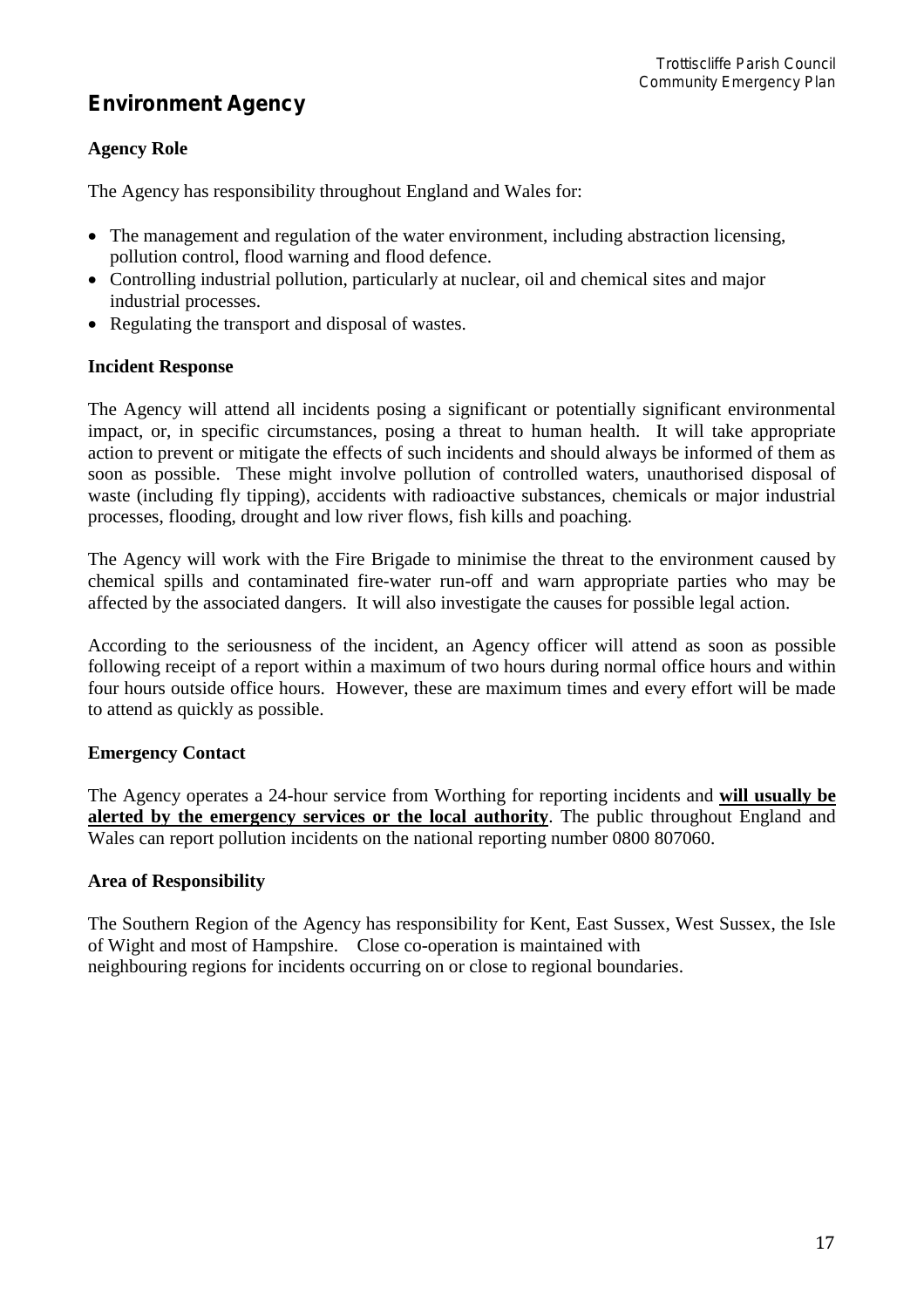## Environment Agency

### Agency Role

The Agency has responsibility throughout England and Wales for:

- The management and regulation of the water environment, including abstraction licensing, pollution control, flood warning and flood defence.
- Controlling industrial pollution, particularly at nuclear, oil and chemical sites and major industrial processes.
- Regulating the transport and disposal of wastes.

### Incident Response

The Agency will attend all incidents posing a significant or potentially significant environmental impact, or, in specific circumstances, posing a threat to human health. It will take appropriate action to prevent or mitigate the effects of such incidents and should always be informed of them as soon as possible. These might involve pollution of controlled waters, unauthorised disposal of waste (including fly tipping), accidents with radioactive substances, chemicals or major industrial processes, flooding, drought and low river flows, fish kills and poaching.

The Agency will work with the Fire Brigade to minimise the threat to the environment caused by chemical spills and contaminated fire-water run-off and warn appropriate parties who may be affected by the associated dangers. It will also investigate the causes for possible legal action.

According to the seriousness of the incident, an Agency officer will attend as soon as possible following receipt of a report within a maximum of two hours during normal office hours and within four hours outside office hours. However, these are maximum times and every effort will be made to attend as quickly as possible.

### Emergency Contact

The Agency operates a 24-hour service from Worthing for reporting incidents and **will usually be alerted by the emergency services or the local authority**. The public throughout England and Wales can report pollution incidents on the national reporting number 0800 807060.

### Area of Responsibility

The Southern Region of the Agency has responsibility for Kent, East Sussex, West Sussex, the Isle of Wight and most of Hampshire. Close co-operation is maintained with neighbouring regions for incidents occurring on or close to regional boundaries.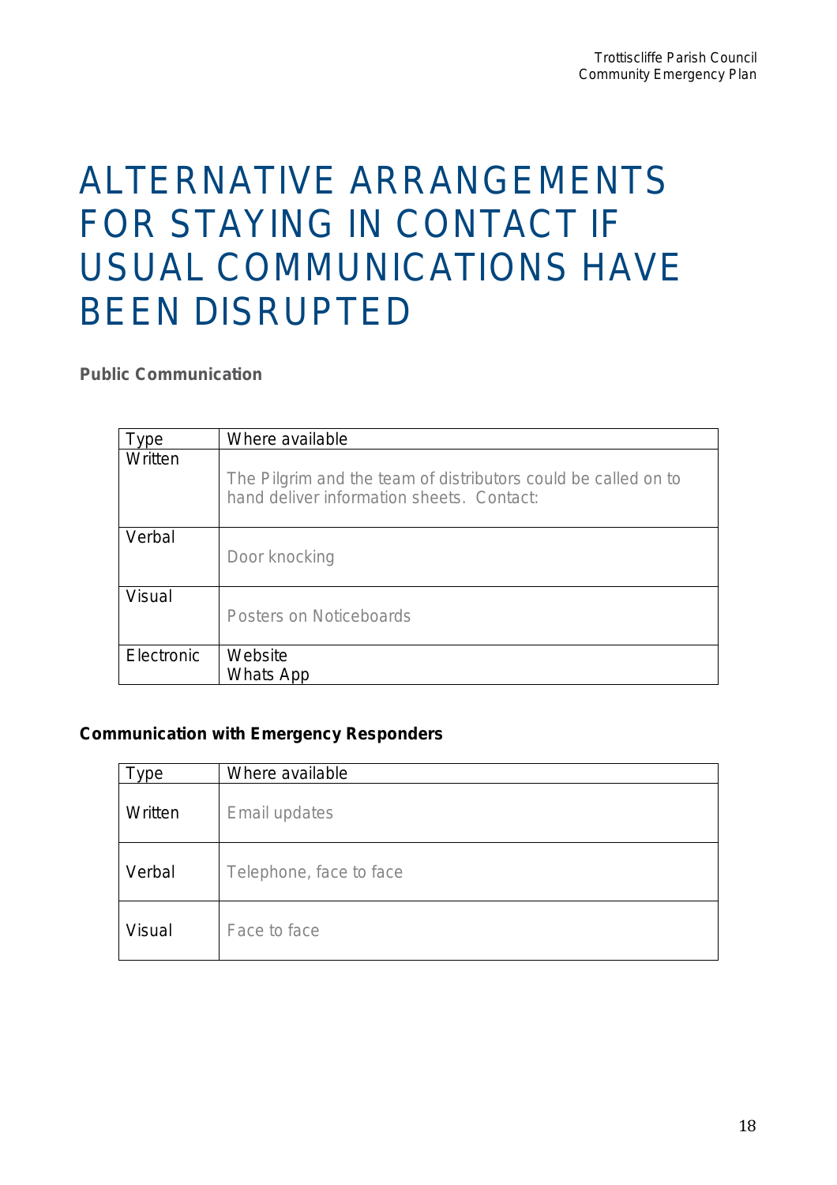# ALTERNATIVE ARRANGEMENTS FOR STAYING IN CONTACT IF USUAL COMMUNICATIONS HAVE BEEN DISRUPTED

**Public Communication**

| Type | Where available |
|---|---|
| Written | The Pilgrim and the team of distributors could be called on to hand deliver information sheets. Contact: |
| Verbal | Door knocking |
| Visual | Posters on Noticeboards |
| Electronic | Website<br>Whats App |

**Communication with Emergency Responders**

| Type | Where available |
|---|---|
| Written | Email updates |
| Verbal | Telephone, face to face |
| Visual | Face to face |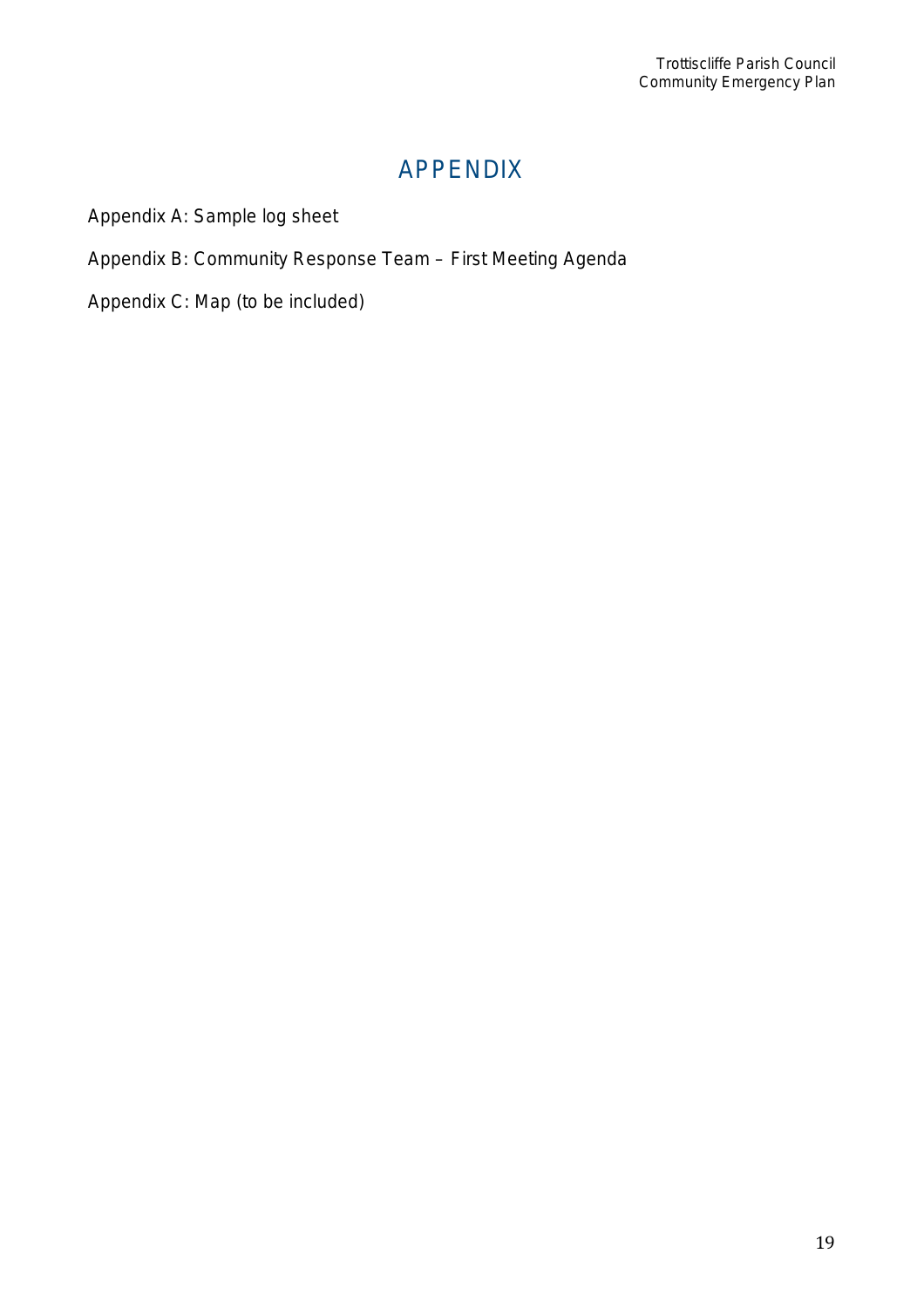# APPENDIX

Appendix A: Sample log sheet

Appendix B: Community Response Team – First Meeting Agenda

Appendix C: Map (to be included)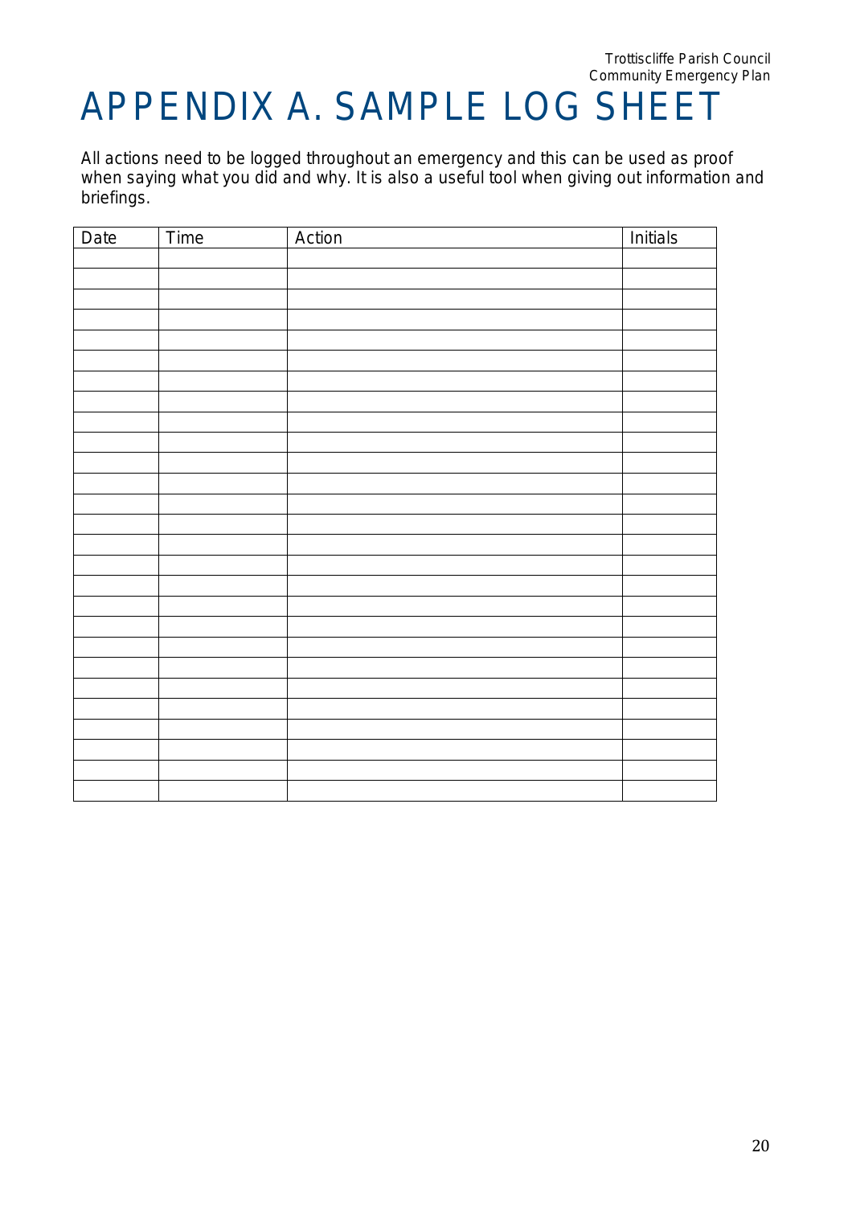# APPENDIX A. SAMPLE LOG SHEET

All actions need to be logged throughout an emergency and this can be used as proof when saying what you did and why. It is also a useful tool when giving out information and briefings.

| Date | Time | Action | Initials |
|---|---|---|---|
| | | | |
| | | | |
| | | | |
| | | | |
| | | | |
| | | | |
| | | | |
| | | | |
| | | | |
| | | | |
| | | | |
| | | | |
| | | | |
| | | | |
| | | | |
| | | | |
| | | | |
| | | | |
| | | | |
| | | | |
| | | | |
| | | | |
| | | | |
| | | | |
| | | | |
| | | | |
| | | | |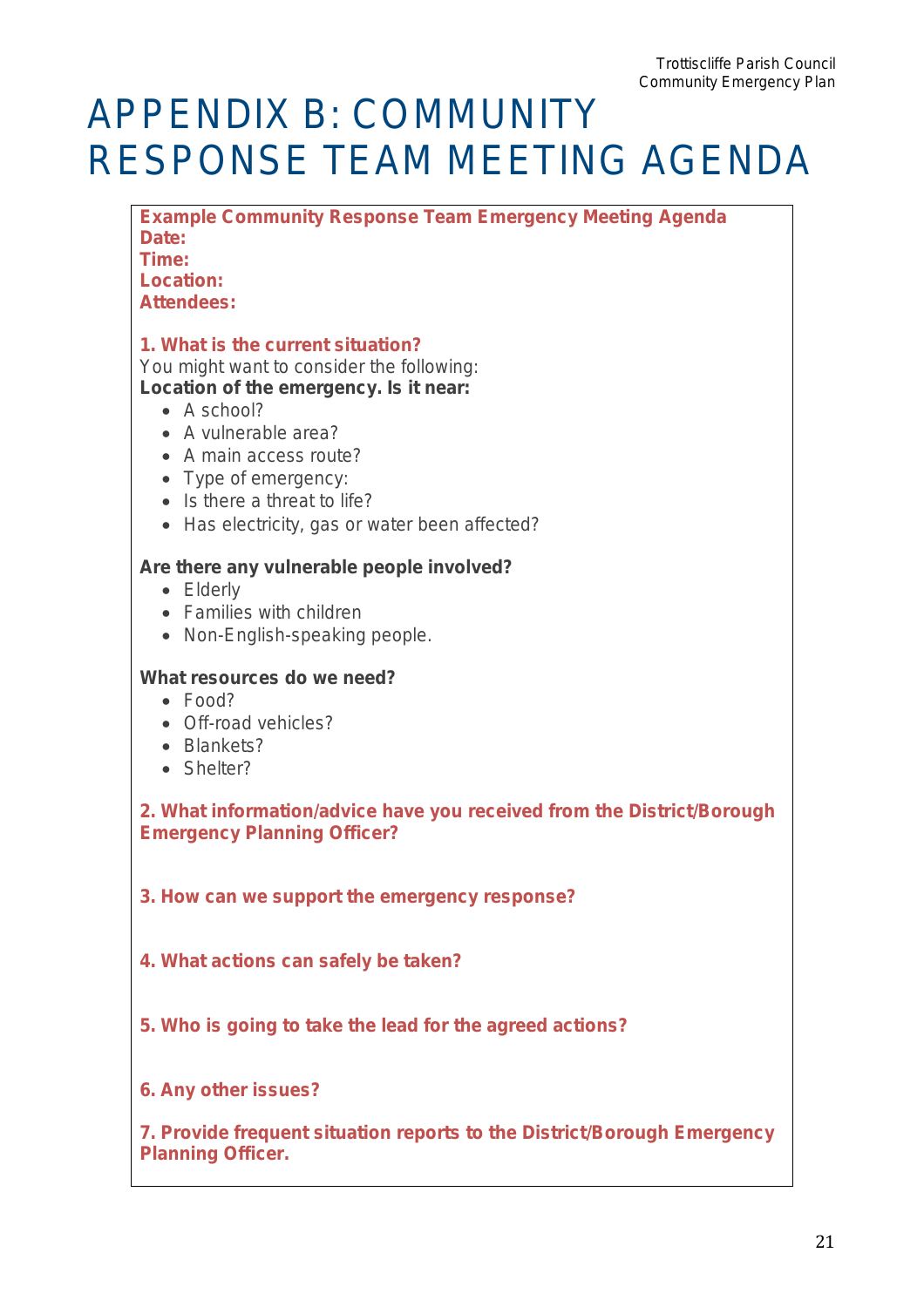# APPENDIX B: COMMUNITY RESPONSE TEAM MEETING AGENDA

**Example Community Response Team Emergency Meeting Agenda**
**Date:**
**Time:**
**Location:**
**Attendees:**

**1. What is the current situation?**
You might want to consider the following:
**Location of the emergency. Is it near:**

- A school?
- A vulnerable area?
- A main access route?
- Type of emergency:
- Is there a threat to life?
- Has electricity, gas or water been affected?

**Are there any vulnerable people involved?**

- Elderly
- Families with children
- Non-English-speaking people.

**What resources do we need?**

- Food?
- Off-road vehicles?
- Blankets?
- Shelter?

**2. What information/advice have you received from the District/Borough Emergency Planning Officer?**

**3. How can we support the emergency response?**

**4. What actions can safely be taken?**

**5. Who is going to take the lead for the agreed actions?**

**6. Any other issues?**

**7. Provide frequent situation reports to the District/Borough Emergency Planning Officer.**